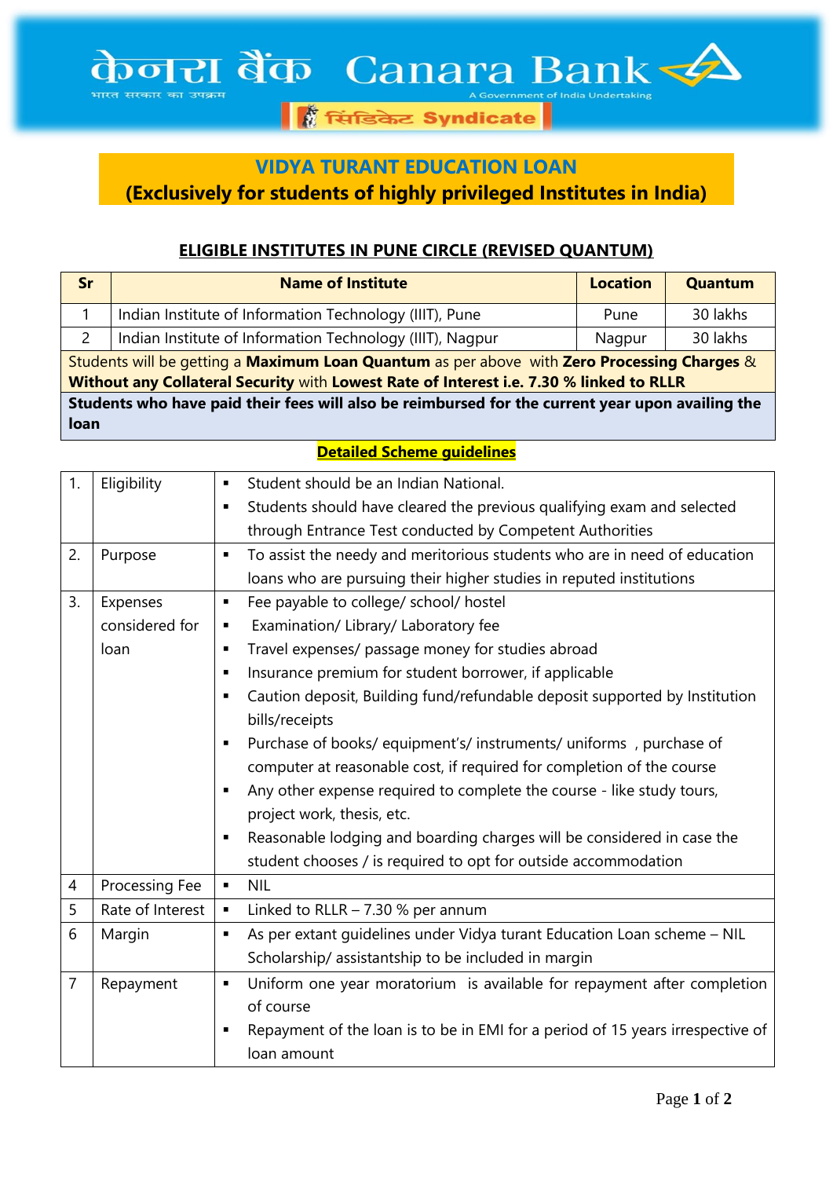केनरा बैंक Canara Bank

भारत सरकार का उपक्रम — A Government of India Undertaking

सिंडिकेट Syndicate

# VIDYA TURANT EDUCATION LOAN
## (Exclusively for students of highly privileged Institutes in India)

### ELIGIBLE INSTITUTES IN PUNE CIRCLE (REVISED QUANTUM)

| Sr | Name of Institute | Location | Quantum |
|---|---|---|---|
| 1 | Indian Institute of Information Technology (IIIT), Pune | Pune | 30 lakhs |
| 2 | Indian Institute of Information Technology (IIIT), Nagpur | Nagpur | 30 lakhs |

Students will be getting a **Maximum Loan Quantum** as per above with **Zero Processing Charges** & **Without any Collateral Security** with **Lowest Rate of Interest i.e. 7.30 % linked to RLLR**

**Students who have paid their fees will also be reimbursed for the current year upon availing the loan**

### Detailed Scheme guidelines

| | | |
|---|---|---|
| 1. | Eligibility | ▪ Student should be an Indian National.<br>▪ Students should have cleared the previous qualifying exam and selected through Entrance Test conducted by Competent Authorities |
| 2. | Purpose | ▪ To assist the needy and meritorious students who are in need of education loans who are pursuing their higher studies in reputed institutions |
| 3. | Expenses considered for loan | ▪ Fee payable to college/ school/ hostel<br>▪ Examination/ Library/ Laboratory fee<br>▪ Travel expenses/ passage money for studies abroad<br>▪ Insurance premium for student borrower, if applicable<br>▪ Caution deposit, Building fund/refundable deposit supported by Institution bills/receipts<br>▪ Purchase of books/ equipment's/ instruments/ uniforms , purchase of computer at reasonable cost, if required for completion of the course<br>▪ Any other expense required to complete the course - like study tours, project work, thesis, etc.<br>▪ Reasonable lodging and boarding charges will be considered in case the student chooses / is required to opt for outside accommodation |
| 4 | Processing Fee | ▪ NIL |
| 5 | Rate of Interest | ▪ Linked to RLLR – 7.30 % per annum |
| 6 | Margin | ▪ As per extant guidelines under Vidya turant Education Loan scheme – NIL Scholarship/ assistantship to be included in margin |
| 7 | Repayment | ▪ Uniform one year moratorium is available for repayment after completion of course<br>▪ Repayment of the loan is to be in EMI for a period of 15 years irrespective of loan amount |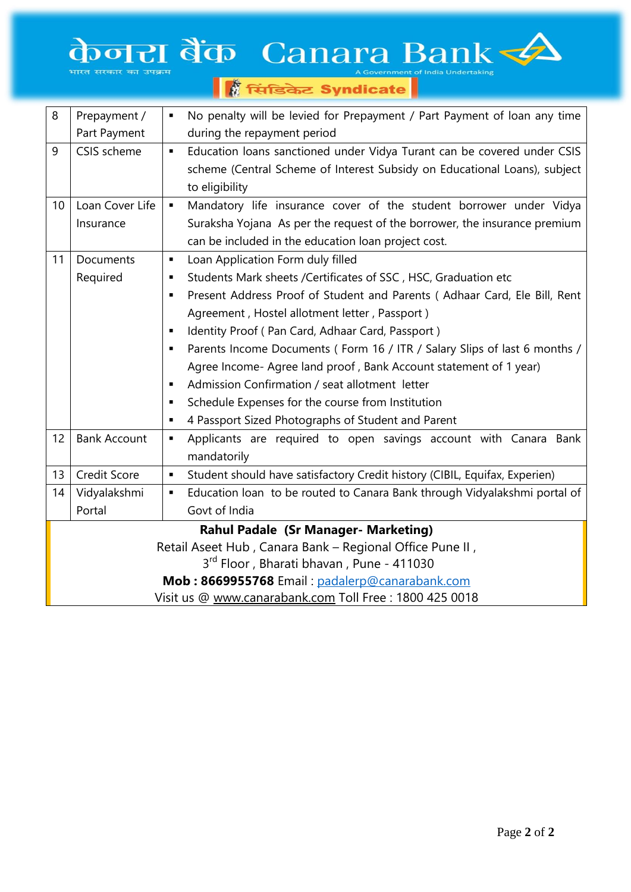| | | |
|---|---|---|
| 8 | Prepayment / Part Payment | ▪ No penalty will be levied for Prepayment / Part Payment of loan any time during the repayment period |
| 9 | CSIS scheme | ▪ Education loans sanctioned under Vidya Turant can be covered under CSIS scheme (Central Scheme of Interest Subsidy on Educational Loans), subject to eligibility |
| 10 | Loan Cover Life Insurance | ▪ Mandatory life insurance cover of the student borrower under Vidya Suraksha Yojana As per the request of the borrower, the insurance premium can be included in the education loan project cost. |
| 11 | Documents Required | ▪ Loan Application Form duly filled<br>▪ Students Mark sheets /Certificates of SSC , HSC, Graduation etc<br>▪ Present Address Proof of Student and Parents ( Adhaar Card, Ele Bill, Rent Agreement , Hostel allotment letter , Passport )<br>▪ Identity Proof ( Pan Card, Adhaar Card, Passport )<br>▪ Parents Income Documents ( Form 16 / ITR / Salary Slips of last 6 months / Agree Income- Agree land proof , Bank Account statement of 1 year)<br>▪ Admission Confirmation / seat allotment letter<br>▪ Schedule Expenses for the course from Institution<br>▪ 4 Passport Sized Photographs of Student and Parent |
| 12 | Bank Account | ▪ Applicants are required to open savings account with Canara Bank mandatorily |
| 13 | Credit Score | ▪ Student should have satisfactory Credit history (CIBIL, Equifax, Experien) |
| 14 | Vidyalakshmi Portal | ▪ Education loan to be routed to Canara Bank through Vidyalakshmi portal of Govt of India |

**Rahul Padale (Sr Manager- Marketing)**
Retail Aseet Hub , Canara Bank – Regional Office Pune II ,
3rd Floor , Bharati bhavan , Pune - 411030
**Mob : 8669955768** Email : padalerp@canarabank.com
Visit us @ www.canarabank.com Toll Free : 1800 425 0018